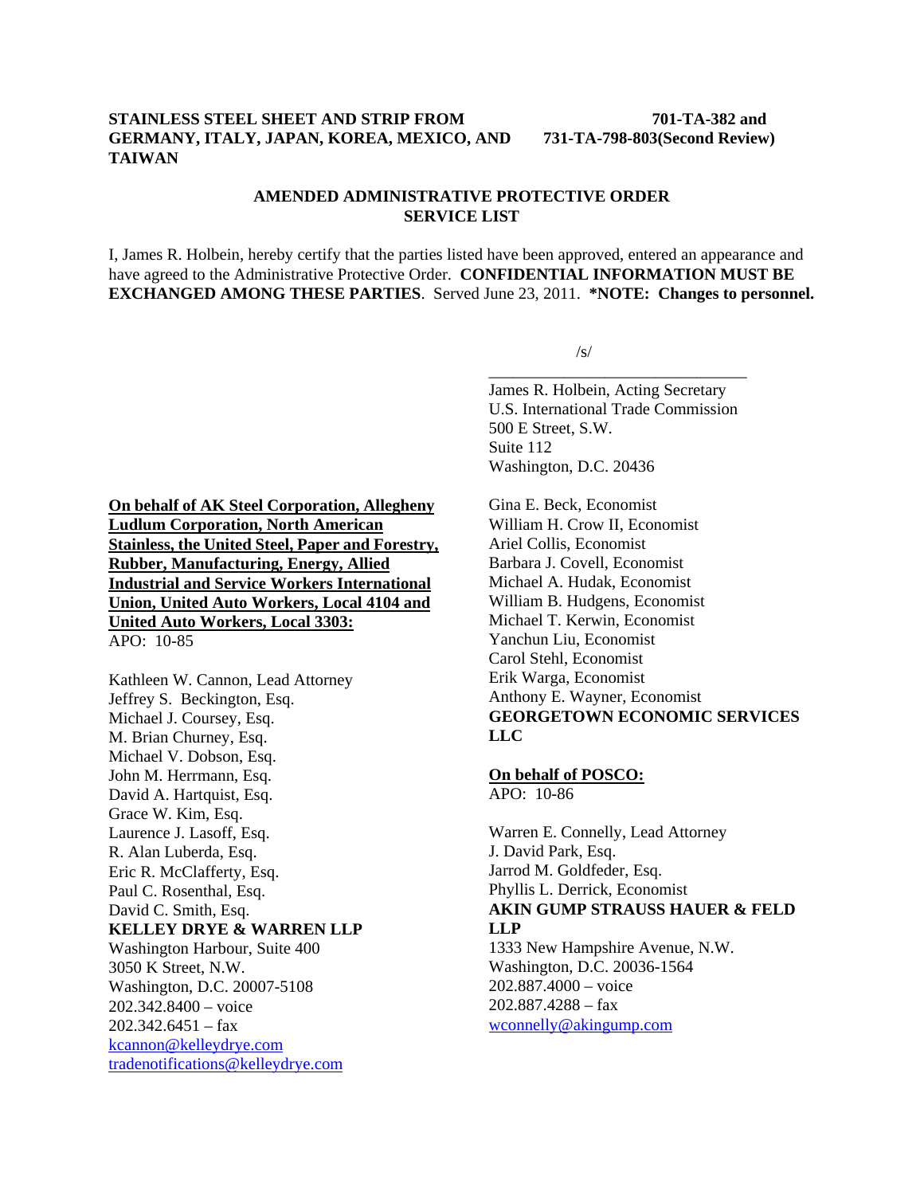**STAINLESS STEEL SHEET AND STRIP FROM GERMANY, ITALY, JAPAN, KOREA, MEXICO, AND TAIWAN**

**701-TA-382 and 731-TA-798-803(Second Review)**

**AMENDED ADMINISTRATIVE PROTECTIVE ORDER SERVICE LIST**

I, James R. Holbein, hereby certify that the parties listed have been approved, entered an appearance and have agreed to the Administrative Protective Order. **CONFIDENTIAL INFORMATION MUST BE EXCHANGED AMONG THESE PARTIES**. Served June 23, 2011. ***NOTE: Changes to personnel.**

/s/

James R. Holbein, Acting Secretary
U.S. International Trade Commission
500 E Street, S.W.
Suite 112
Washington, D.C. 20436

**On behalf of AK Steel Corporation, Allegheny Ludlum Corporation, North American Stainless, the United Steel, Paper and Forestry, Rubber, Manufacturing, Energy, Allied Industrial and Service Workers International Union, United Auto Workers, Local 4104 and United Auto Workers, Local 3303:**
APO: 10-85

Kathleen W. Cannon, Lead Attorney
Jeffrey S. Beckington, Esq.
Michael J. Coursey, Esq.
M. Brian Churney, Esq.
Michael V. Dobson, Esq.
John M. Herrmann, Esq.
David A. Hartquist, Esq.
Grace W. Kim, Esq.
Laurence J. Lasoff, Esq.
R. Alan Luberda, Esq.
Eric R. McClafferty, Esq.
Paul C. Rosenthal, Esq.
David C. Smith, Esq.
**KELLEY DRYE & WARREN LLP**
Washington Harbour, Suite 400
3050 K Street, N.W.
Washington, D.C. 20007-5108
202.342.8400 – voice
202.342.6451 – fax
kcannon@kelleydrye.com
tradenotifications@kelleydrye.com

Gina E. Beck, Economist
William H. Crow II, Economist
Ariel Collis, Economist
Barbara J. Covell, Economist
Michael A. Hudak, Economist
William B. Hudgens, Economist
Michael T. Kerwin, Economist
Yanchun Liu, Economist
Carol Stehl, Economist
Erik Warga, Economist
Anthony E. Wayner, Economist
**GEORGETOWN ECONOMIC SERVICES LLC**

**On behalf of POSCO:**
APO: 10-86

Warren E. Connelly, Lead Attorney
J. David Park, Esq.
Jarrod M. Goldfeder, Esq.
Phyllis L. Derrick, Economist
**AKIN GUMP STRAUSS HAUER & FELD LLP**
1333 New Hampshire Avenue, N.W.
Washington, D.C. 20036-1564
202.887.4000 – voice
202.887.4288 – fax
wconnelly@akingump.com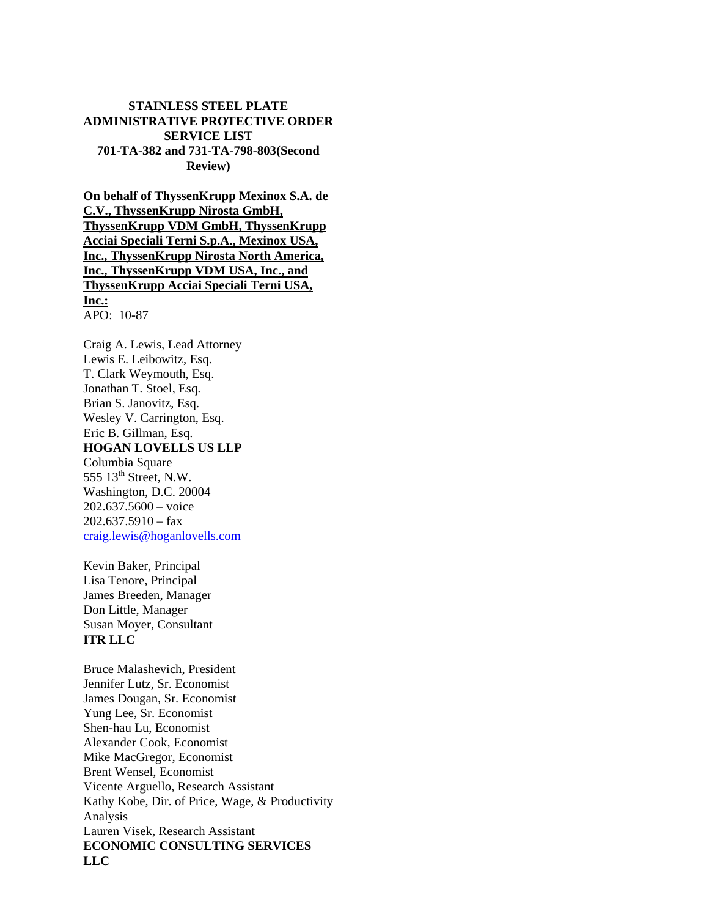**STAINLESS STEEL PLATE**
**ADMINISTRATIVE PROTECTIVE ORDER**
**SERVICE LIST**
**701-TA-382 and 731-TA-798-803(Second Review)**

**<u>On behalf of ThyssenKrupp Mexinox S.A. de C.V., ThyssenKrupp Nirosta GmbH, ThyssenKrupp VDM GmbH, ThyssenKrupp Acciai Speciali Terni S.p.A., Mexinox USA, Inc., ThyssenKrupp Nirosta North America, Inc., ThyssenKrupp VDM USA, Inc., and ThyssenKrupp Acciai Speciali Terni USA, Inc.:</u>**
APO: 10-87

Craig A. Lewis, Lead Attorney
Lewis E. Leibowitz, Esq.
T. Clark Weymouth, Esq.
Jonathan T. Stoel, Esq.
Brian S. Janovitz, Esq.
Wesley V. Carrington, Esq.
Eric B. Gillman, Esq.
**HOGAN LOVELLS US LLP**
Columbia Square
555 13th Street, N.W.
Washington, D.C. 20004
202.637.5600 – voice
202.637.5910 – fax
craig.lewis@hoganlovells.com

Kevin Baker, Principal
Lisa Tenore, Principal
James Breeden, Manager
Don Little, Manager
Susan Moyer, Consultant
**ITR LLC**

Bruce Malashevich, President
Jennifer Lutz, Sr. Economist
James Dougan, Sr. Economist
Yung Lee, Sr. Economist
Shen-hau Lu, Economist
Alexander Cook, Economist
Mike MacGregor, Economist
Brent Wensel, Economist
Vicente Arguello, Research Assistant
Kathy Kobe, Dir. of Price, Wage, & Productivity Analysis
Lauren Visek, Research Assistant
**ECONOMIC CONSULTING SERVICES LLC**